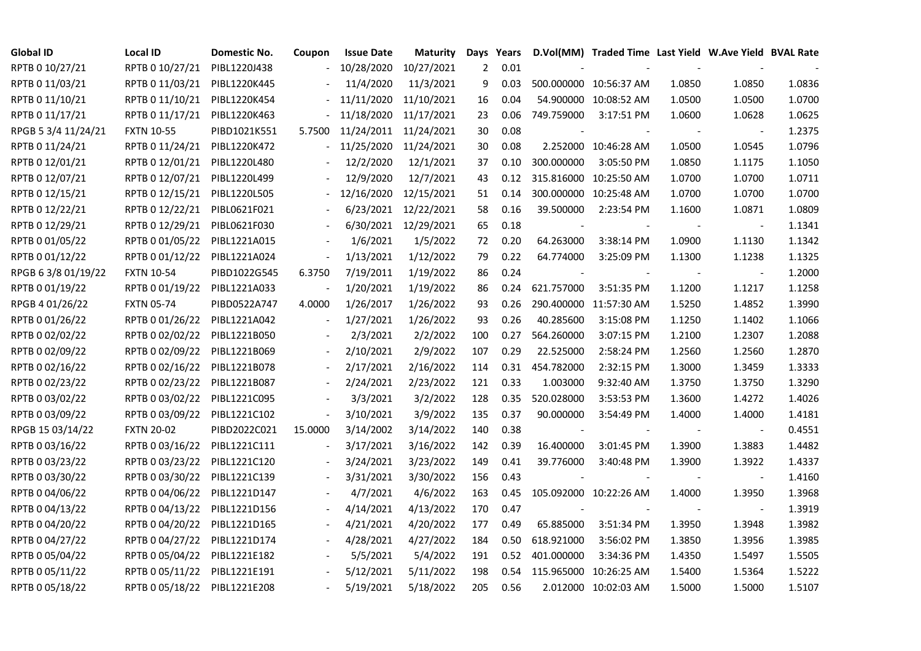| Global ID | Local ID | Domestic No. | Coupon | Issue Date | Maturity | Days | Years | D.Vol(MM) | Traded Time | Last Yield | W.Ave Yield | BVAL Rate |
|---|---|---|---|---|---|---|---|---|---|---|---|---|
| RPTB 0 10/27/21 | RPTB 0 10/27/21 | PIBL1220J438 | - | 10/28/2020 | 10/27/2021 | 2 | 0.01 | - | - | - | - | - |
| RPTB 0 11/03/21 | RPTB 0 11/03/21 | PIBL1220K445 | - | 11/4/2020 | 11/3/2021 | 9 | 0.03 | 500.000000 | 10:56:37 AM | 1.0850 | 1.0850 | 1.0836 |
| RPTB 0 11/10/21 | RPTB 0 11/10/21 | PIBL1220K454 | - | 11/11/2020 | 11/10/2021 | 16 | 0.04 | 54.900000 | 10:08:52 AM | 1.0500 | 1.0500 | 1.0700 |
| RPTB 0 11/17/21 | RPTB 0 11/17/21 | PIBL1220K463 | - | 11/18/2020 | 11/17/2021 | 23 | 0.06 | 749.759000 | 3:17:51 PM | 1.0600 | 1.0628 | 1.0625 |
| RPGB 5 3/4 11/24/21 | FXTN 10-55 | PIBD1021K551 | 5.7500 | 11/24/2011 | 11/24/2021 | 30 | 0.08 | - | - | - | - | 1.2375 |
| RPTB 0 11/24/21 | RPTB 0 11/24/21 | PIBL1220K472 | - | 11/25/2020 | 11/24/2021 | 30 | 0.08 | 2.252000 | 10:46:28 AM | 1.0500 | 1.0545 | 1.0796 |
| RPTB 0 12/01/21 | RPTB 0 12/01/21 | PIBL1220L480 | - | 12/2/2020 | 12/1/2021 | 37 | 0.10 | 300.000000 | 3:05:50 PM | 1.0850 | 1.1175 | 1.1050 |
| RPTB 0 12/07/21 | RPTB 0 12/07/21 | PIBL1220L499 | - | 12/9/2020 | 12/7/2021 | 43 | 0.12 | 315.816000 | 10:25:50 AM | 1.0700 | 1.0700 | 1.0711 |
| RPTB 0 12/15/21 | RPTB 0 12/15/21 | PIBL1220L505 | - | 12/16/2020 | 12/15/2021 | 51 | 0.14 | 300.000000 | 10:25:48 AM | 1.0700 | 1.0700 | 1.0700 |
| RPTB 0 12/22/21 | RPTB 0 12/22/21 | PIBL0621F021 | - | 6/23/2021 | 12/22/2021 | 58 | 0.16 | 39.500000 | 2:23:54 PM | 1.1600 | 1.0871 | 1.0809 |
| RPTB 0 12/29/21 | RPTB 0 12/29/21 | PIBL0621F030 | - | 6/30/2021 | 12/29/2021 | 65 | 0.18 | - | - | - | - | 1.1341 |
| RPTB 0 01/05/22 | RPTB 0 01/05/22 | PIBL1221A015 | - | 1/6/2021 | 1/5/2022 | 72 | 0.20 | 64.263000 | 3:38:14 PM | 1.0900 | 1.1130 | 1.1342 |
| RPTB 0 01/12/22 | RPTB 0 01/12/22 | PIBL1221A024 | - | 1/13/2021 | 1/12/2022 | 79 | 0.22 | 64.774000 | 3:25:09 PM | 1.1300 | 1.1238 | 1.1325 |
| RPGB 6 3/8 01/19/22 | FXTN 10-54 | PIBD1022G545 | 6.3750 | 7/19/2011 | 1/19/2022 | 86 | 0.24 | - | - | - | - | 1.2000 |
| RPTB 0 01/19/22 | RPTB 0 01/19/22 | PIBL1221A033 | - | 1/20/2021 | 1/19/2022 | 86 | 0.24 | 621.757000 | 3:51:35 PM | 1.1200 | 1.1217 | 1.1258 |
| RPGB 4 01/26/22 | FXTN 05-74 | PIBD0522A747 | 4.0000 | 1/26/2017 | 1/26/2022 | 93 | 0.26 | 290.400000 | 11:57:30 AM | 1.5250 | 1.4852 | 1.3990 |
| RPTB 0 01/26/22 | RPTB 0 01/26/22 | PIBL1221A042 | - | 1/27/2021 | 1/26/2022 | 93 | 0.26 | 40.285600 | 3:15:08 PM | 1.1250 | 1.1402 | 1.1066 |
| RPTB 0 02/02/22 | RPTB 0 02/02/22 | PIBL1221B050 | - | 2/3/2021 | 2/2/2022 | 100 | 0.27 | 564.260000 | 3:07:15 PM | 1.2100 | 1.2307 | 1.2088 |
| RPTB 0 02/09/22 | RPTB 0 02/09/22 | PIBL1221B069 | - | 2/10/2021 | 2/9/2022 | 107 | 0.29 | 22.525000 | 2:58:24 PM | 1.2560 | 1.2560 | 1.2870 |
| RPTB 0 02/16/22 | RPTB 0 02/16/22 | PIBL1221B078 | - | 2/17/2021 | 2/16/2022 | 114 | 0.31 | 454.782000 | 2:32:15 PM | 1.3000 | 1.3459 | 1.3333 |
| RPTB 0 02/23/22 | RPTB 0 02/23/22 | PIBL1221B087 | - | 2/24/2021 | 2/23/2022 | 121 | 0.33 | 1.003000 | 9:32:40 AM | 1.3750 | 1.3750 | 1.3290 |
| RPTB 0 03/02/22 | RPTB 0 03/02/22 | PIBL1221C095 | - | 3/3/2021 | 3/2/2022 | 128 | 0.35 | 520.028000 | 3:53:53 PM | 1.3600 | 1.4272 | 1.4026 |
| RPTB 0 03/09/22 | RPTB 0 03/09/22 | PIBL1221C102 | - | 3/10/2021 | 3/9/2022 | 135 | 0.37 | 90.000000 | 3:54:49 PM | 1.4000 | 1.4000 | 1.4181 |
| RPGB 15 03/14/22 | FXTN 20-02 | PIBD2022C021 | 15.0000 | 3/14/2002 | 3/14/2022 | 140 | 0.38 | - | - | - | - | 0.4551 |
| RPTB 0 03/16/22 | RPTB 0 03/16/22 | PIBL1221C111 | - | 3/17/2021 | 3/16/2022 | 142 | 0.39 | 16.400000 | 3:01:45 PM | 1.3900 | 1.3883 | 1.4482 |
| RPTB 0 03/23/22 | RPTB 0 03/23/22 | PIBL1221C120 | - | 3/24/2021 | 3/23/2022 | 149 | 0.41 | 39.776000 | 3:40:48 PM | 1.3900 | 1.3922 | 1.4337 |
| RPTB 0 03/30/22 | RPTB 0 03/30/22 | PIBL1221C139 | - | 3/31/2021 | 3/30/2022 | 156 | 0.43 | - | - | - | - | 1.4160 |
| RPTB 0 04/06/22 | RPTB 0 04/06/22 | PIBL1221D147 | - | 4/7/2021 | 4/6/2022 | 163 | 0.45 | 105.092000 | 10:22:26 AM | 1.4000 | 1.3950 | 1.3968 |
| RPTB 0 04/13/22 | RPTB 0 04/13/22 | PIBL1221D156 | - | 4/14/2021 | 4/13/2022 | 170 | 0.47 | - | - | - | - | 1.3919 |
| RPTB 0 04/20/22 | RPTB 0 04/20/22 | PIBL1221D165 | - | 4/21/2021 | 4/20/2022 | 177 | 0.49 | 65.885000 | 3:51:34 PM | 1.3950 | 1.3948 | 1.3982 |
| RPTB 0 04/27/22 | RPTB 0 04/27/22 | PIBL1221D174 | - | 4/28/2021 | 4/27/2022 | 184 | 0.50 | 618.921000 | 3:56:02 PM | 1.3850 | 1.3956 | 1.3985 |
| RPTB 0 05/04/22 | RPTB 0 05/04/22 | PIBL1221E182 | - | 5/5/2021 | 5/4/2022 | 191 | 0.52 | 401.000000 | 3:34:36 PM | 1.4350 | 1.5497 | 1.5505 |
| RPTB 0 05/11/22 | RPTB 0 05/11/22 | PIBL1221E191 | - | 5/12/2021 | 5/11/2022 | 198 | 0.54 | 115.965000 | 10:26:25 AM | 1.5400 | 1.5364 | 1.5222 |
| RPTB 0 05/18/22 | RPTB 0 05/18/22 | PIBL1221E208 | - | 5/19/2021 | 5/18/2022 | 205 | 0.56 | 2.012000 | 10:02:03 AM | 1.5000 | 1.5000 | 1.5107 |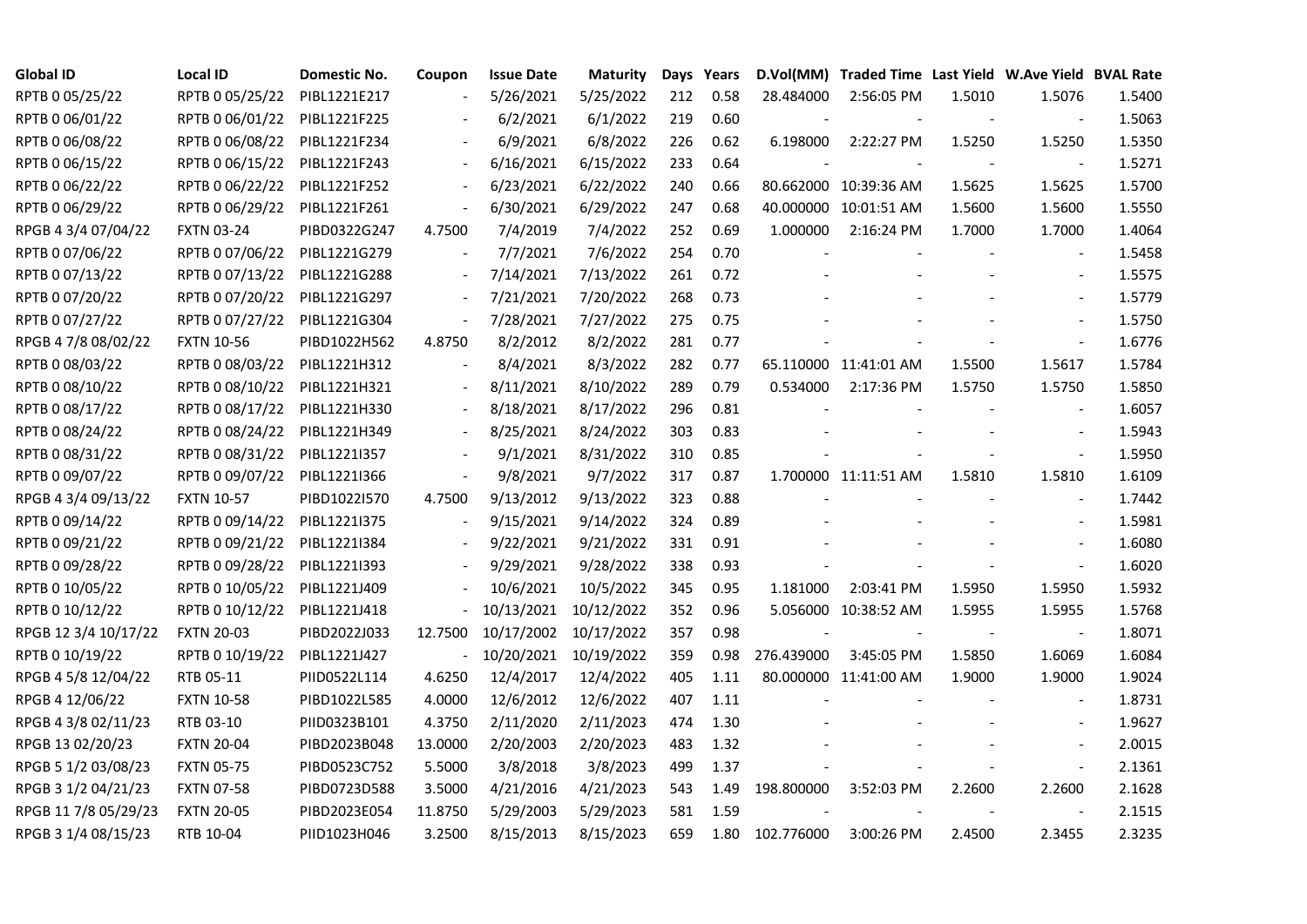| Global ID | Local ID | Domestic No. | Coupon | Issue Date | Maturity | Days | Years | D.Vol(MM) | Traded Time | Last Yield | W.Ave Yield | BVAL Rate |
|---|---|---|---|---|---|---|---|---|---|---|---|---|
| RPTB 0 05/25/22 | RPTB 0 05/25/22 | PIBL1221E217 | - | 5/26/2021 | 5/25/2022 | 212 | 0.58 | 28.484000 | 2:56:05 PM | 1.5010 | 1.5076 | 1.5400 |
| RPTB 0 06/01/22 | RPTB 0 06/01/22 | PIBL1221F225 | - | 6/2/2021 | 6/1/2022 | 219 | 0.60 | - | - | - | - | 1.5063 |
| RPTB 0 06/08/22 | RPTB 0 06/08/22 | PIBL1221F234 | - | 6/9/2021 | 6/8/2022 | 226 | 0.62 | 6.198000 | 2:22:27 PM | 1.5250 | 1.5250 | 1.5350 |
| RPTB 0 06/15/22 | RPTB 0 06/15/22 | PIBL1221F243 | - | 6/16/2021 | 6/15/2022 | 233 | 0.64 | - | - | - | - | 1.5271 |
| RPTB 0 06/22/22 | RPTB 0 06/22/22 | PIBL1221F252 | - | 6/23/2021 | 6/22/2022 | 240 | 0.66 | 80.662000 | 10:39:36 AM | 1.5625 | 1.5625 | 1.5700 |
| RPTB 0 06/29/22 | RPTB 0 06/29/22 | PIBL1221F261 | - | 6/30/2021 | 6/29/2022 | 247 | 0.68 | 40.000000 | 10:01:51 AM | 1.5600 | 1.5600 | 1.5550 |
| RPGB 4 3/4 07/04/22 | FXTN 03-24 | PIBD0322G247 | 4.7500 | 7/4/2019 | 7/4/2022 | 252 | 0.69 | 1.000000 | 2:16:24 PM | 1.7000 | 1.7000 | 1.4064 |
| RPTB 0 07/06/22 | RPTB 0 07/06/22 | PIBL1221G279 | - | 7/7/2021 | 7/6/2022 | 254 | 0.70 | - | - | - | - | 1.5458 |
| RPTB 0 07/13/22 | RPTB 0 07/13/22 | PIBL1221G288 | - | 7/14/2021 | 7/13/2022 | 261 | 0.72 | - | - | - | - | 1.5575 |
| RPTB 0 07/20/22 | RPTB 0 07/20/22 | PIBL1221G297 | - | 7/21/2021 | 7/20/2022 | 268 | 0.73 | - | - | - | - | 1.5779 |
| RPTB 0 07/27/22 | RPTB 0 07/27/22 | PIBL1221G304 | - | 7/28/2021 | 7/27/2022 | 275 | 0.75 | - | - | - | - | 1.5750 |
| RPGB 4 7/8 08/02/22 | FXTN 10-56 | PIBD1022H562 | 4.8750 | 8/2/2012 | 8/2/2022 | 281 | 0.77 | - | - | - | - | 1.6776 |
| RPTB 0 08/03/22 | RPTB 0 08/03/22 | PIBL1221H312 | - | 8/4/2021 | 8/3/2022 | 282 | 0.77 | 65.110000 | 11:41:01 AM | 1.5500 | 1.5617 | 1.5784 |
| RPTB 0 08/10/22 | RPTB 0 08/10/22 | PIBL1221H321 | - | 8/11/2021 | 8/10/2022 | 289 | 0.79 | 0.534000 | 2:17:36 PM | 1.5750 | 1.5750 | 1.5850 |
| RPTB 0 08/17/22 | RPTB 0 08/17/22 | PIBL1221H330 | - | 8/18/2021 | 8/17/2022 | 296 | 0.81 | - | - | - | - | 1.6057 |
| RPTB 0 08/24/22 | RPTB 0 08/24/22 | PIBL1221H349 | - | 8/25/2021 | 8/24/2022 | 303 | 0.83 | - | - | - | - | 1.5943 |
| RPTB 0 08/31/22 | RPTB 0 08/31/22 | PIBL1221I357 | - | 9/1/2021 | 8/31/2022 | 310 | 0.85 | - | - | - | - | 1.5950 |
| RPTB 0 09/07/22 | RPTB 0 09/07/22 | PIBL1221I366 | - | 9/8/2021 | 9/7/2022 | 317 | 0.87 | 1.700000 | 11:11:51 AM | 1.5810 | 1.5810 | 1.6109 |
| RPGB 4 3/4 09/13/22 | FXTN 10-57 | PIBD1022I570 | 4.7500 | 9/13/2012 | 9/13/2022 | 323 | 0.88 | - | - | - | - | 1.7442 |
| RPTB 0 09/14/22 | RPTB 0 09/14/22 | PIBL1221I375 | - | 9/15/2021 | 9/14/2022 | 324 | 0.89 | - | - | - | - | 1.5981 |
| RPTB 0 09/21/22 | RPTB 0 09/21/22 | PIBL1221I384 | - | 9/22/2021 | 9/21/2022 | 331 | 0.91 | - | - | - | - | 1.6080 |
| RPTB 0 09/28/22 | RPTB 0 09/28/22 | PIBL1221I393 | - | 9/29/2021 | 9/28/2022 | 338 | 0.93 | - | - | - | - | 1.6020 |
| RPTB 0 10/05/22 | RPTB 0 10/05/22 | PIBL1221J409 | - | 10/6/2021 | 10/5/2022 | 345 | 0.95 | 1.181000 | 2:03:41 PM | 1.5950 | 1.5950 | 1.5932 |
| RPTB 0 10/12/22 | RPTB 0 10/12/22 | PIBL1221J418 | - | 10/13/2021 | 10/12/2022 | 352 | 0.96 | 5.056000 | 10:38:52 AM | 1.5955 | 1.5955 | 1.5768 |
| RPGB 12 3/4 10/17/22 | FXTN 20-03 | PIBD2022J033 | 12.7500 | 10/17/2002 | 10/17/2022 | 357 | 0.98 | - | - | - | - | 1.8071 |
| RPTB 0 10/19/22 | RPTB 0 10/19/22 | PIBL1221J427 | - | 10/20/2021 | 10/19/2022 | 359 | 0.98 | 276.439000 | 3:45:05 PM | 1.5850 | 1.6069 | 1.6084 |
| RPGB 4 5/8 12/04/22 | RTB 05-11 | PIID0522L114 | 4.6250 | 12/4/2017 | 12/4/2022 | 405 | 1.11 | 80.000000 | 11:41:00 AM | 1.9000 | 1.9000 | 1.9024 |
| RPGB 4 12/06/22 | FXTN 10-58 | PIBD1022L585 | 4.0000 | 12/6/2012 | 12/6/2022 | 407 | 1.11 | - | - | - | - | 1.8731 |
| RPGB 4 3/8 02/11/23 | RTB 03-10 | PIID0323B101 | 4.3750 | 2/11/2020 | 2/11/2023 | 474 | 1.30 | - | - | - | - | 1.9627 |
| RPGB 13 02/20/23 | FXTN 20-04 | PIBD2023B048 | 13.0000 | 2/20/2003 | 2/20/2023 | 483 | 1.32 | - | - | - | - | 2.0015 |
| RPGB 5 1/2 03/08/23 | FXTN 05-75 | PIBD0523C752 | 5.5000 | 3/8/2018 | 3/8/2023 | 499 | 1.37 | - | - | - | - | 2.1361 |
| RPGB 3 1/2 04/21/23 | FXTN 07-58 | PIBD0723D588 | 3.5000 | 4/21/2016 | 4/21/2023 | 543 | 1.49 | 198.800000 | 3:52:03 PM | 2.2600 | 2.2600 | 2.1628 |
| RPGB 11 7/8 05/29/23 | FXTN 20-05 | PIBD2023E054 | 11.8750 | 5/29/2003 | 5/29/2023 | 581 | 1.59 | - | - | - | - | 2.1515 |
| RPGB 3 1/4 08/15/23 | RTB 10-04 | PIID1023H046 | 3.2500 | 8/15/2013 | 8/15/2023 | 659 | 1.80 | 102.776000 | 3:00:26 PM | 2.4500 | 2.3455 | 2.3235 |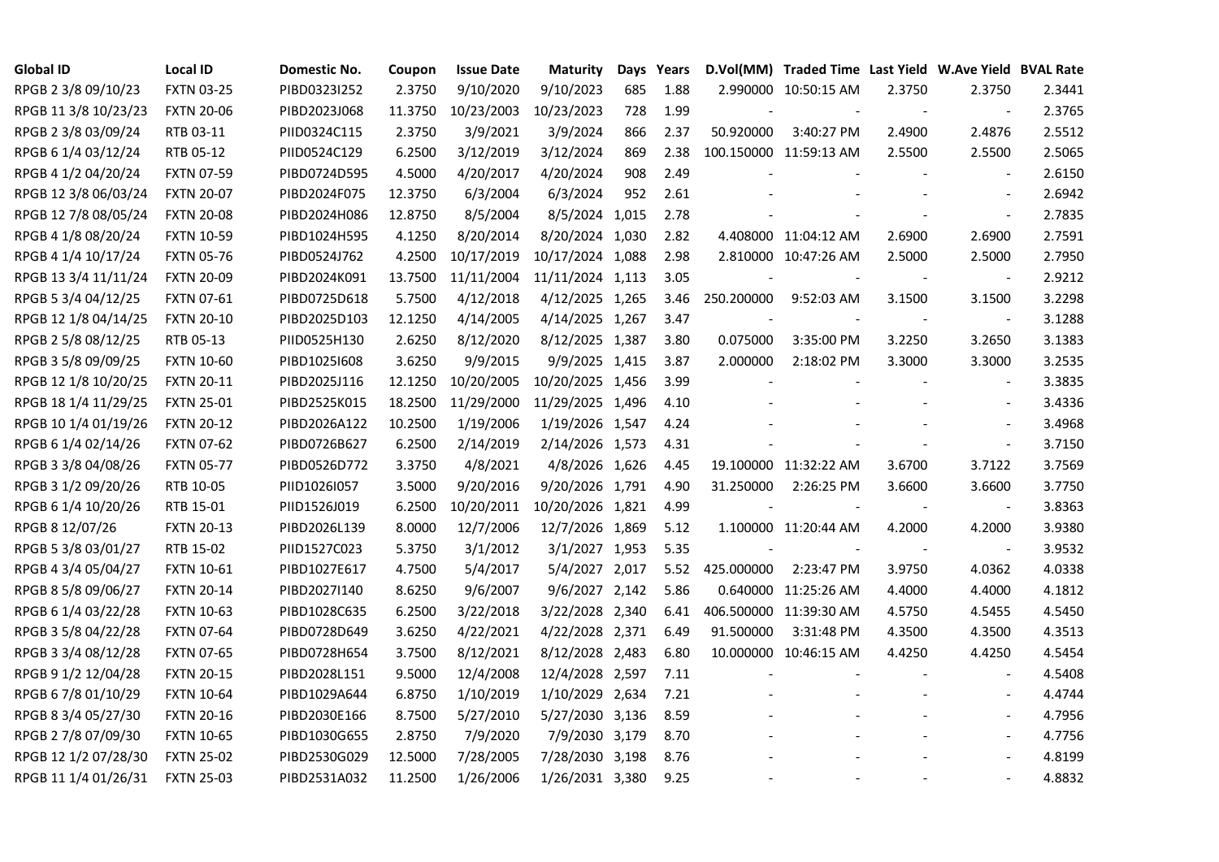| Global ID | Local ID | Domestic No. | Coupon | Issue Date | Maturity | Days | Years | D.Vol(MM) | Traded Time | Last Yield | W.Ave Yield | BVAL Rate |
|---|---|---|---|---|---|---|---|---|---|---|---|---|
| RPGB 2 3/8 09/10/23 | FXTN 03-25 | PIBD0323I252 | 2.3750 | 9/10/2020 | 9/10/2023 | 685 | 1.88 | 2.990000 | 10:50:15 AM | 2.3750 | 2.3750 | 2.3441 |
| RPGB 11 3/8 10/23/23 | FXTN 20-06 | PIBD2023J068 | 11.3750 | 10/23/2003 | 10/23/2023 | 728 | 1.99 | - | - | - | - | 2.3765 |
| RPGB 2 3/8 03/09/24 | RTB 03-11 | PIID0324C115 | 2.3750 | 3/9/2021 | 3/9/2024 | 866 | 2.37 | 50.920000 | 3:40:27 PM | 2.4900 | 2.4876 | 2.5512 |
| RPGB 6 1/4 03/12/24 | RTB 05-12 | PIID0524C129 | 6.2500 | 3/12/2019 | 3/12/2024 | 869 | 2.38 | 100.150000 | 11:59:13 AM | 2.5500 | 2.5500 | 2.5065 |
| RPGB 4 1/2 04/20/24 | FXTN 07-59 | PIBD0724D595 | 4.5000 | 4/20/2017 | 4/20/2024 | 908 | 2.49 | - | - | - | - | 2.6150 |
| RPGB 12 3/8 06/03/24 | FXTN 20-07 | PIBD2024F075 | 12.3750 | 6/3/2004 | 6/3/2024 | 952 | 2.61 | - | - | - | - | 2.6942 |
| RPGB 12 7/8 08/05/24 | FXTN 20-08 | PIBD2024H086 | 12.8750 | 8/5/2004 | 8/5/2024 | 1,015 | 2.78 | - | - | - | - | 2.7835 |
| RPGB 4 1/8 08/20/24 | FXTN 10-59 | PIBD1024H595 | 4.1250 | 8/20/2014 | 8/20/2024 | 1,030 | 2.82 | 4.408000 | 11:04:12 AM | 2.6900 | 2.6900 | 2.7591 |
| RPGB 4 1/4 10/17/24 | FXTN 05-76 | PIBD0524J762 | 4.2500 | 10/17/2019 | 10/17/2024 | 1,088 | 2.98 | 2.810000 | 10:47:26 AM | 2.5000 | 2.5000 | 2.7950 |
| RPGB 13 3/4 11/11/24 | FXTN 20-09 | PIBD2024K091 | 13.7500 | 11/11/2004 | 11/11/2024 | 1,113 | 3.05 | - | - | - | - | 2.9212 |
| RPGB 5 3/4 04/12/25 | FXTN 07-61 | PIBD0725D618 | 5.7500 | 4/12/2018 | 4/12/2025 | 1,265 | 3.46 | 250.200000 | 9:52:03 AM | 3.1500 | 3.1500 | 3.2298 |
| RPGB 12 1/8 04/14/25 | FXTN 20-10 | PIBD2025D103 | 12.1250 | 4/14/2005 | 4/14/2025 | 1,267 | 3.47 | - | - | - | - | 3.1288 |
| RPGB 2 5/8 08/12/25 | RTB 05-13 | PIID0525H130 | 2.6250 | 8/12/2020 | 8/12/2025 | 1,387 | 3.80 | 0.075000 | 3:35:00 PM | 3.2250 | 3.2650 | 3.1383 |
| RPGB 3 5/8 09/09/25 | FXTN 10-60 | PIBD1025I608 | 3.6250 | 9/9/2015 | 9/9/2025 | 1,415 | 3.87 | 2.000000 | 2:18:02 PM | 3.3000 | 3.3000 | 3.2535 |
| RPGB 12 1/8 10/20/25 | FXTN 20-11 | PIBD2025J116 | 12.1250 | 10/20/2005 | 10/20/2025 | 1,456 | 3.99 | - | - | - | - | 3.3835 |
| RPGB 18 1/4 11/29/25 | FXTN 25-01 | PIBD2525K015 | 18.2500 | 11/29/2000 | 11/29/2025 | 1,496 | 4.10 | - | - | - | - | 3.4336 |
| RPGB 10 1/4 01/19/26 | FXTN 20-12 | PIBD2026A122 | 10.2500 | 1/19/2006 | 1/19/2026 | 1,547 | 4.24 | - | - | - | - | 3.4968 |
| RPGB 6 1/4 02/14/26 | FXTN 07-62 | PIBD0726B627 | 6.2500 | 2/14/2019 | 2/14/2026 | 1,573 | 4.31 | - | - | - | - | 3.7150 |
| RPGB 3 3/8 04/08/26 | FXTN 05-77 | PIBD0526D772 | 3.3750 | 4/8/2021 | 4/8/2026 | 1,626 | 4.45 | 19.100000 | 11:32:22 AM | 3.6700 | 3.7122 | 3.7569 |
| RPGB 3 1/2 09/20/26 | RTB 10-05 | PIID1026I057 | 3.5000 | 9/20/2016 | 9/20/2026 | 1,791 | 4.90 | 31.250000 | 2:26:25 PM | 3.6600 | 3.6600 | 3.7750 |
| RPGB 6 1/4 10/20/26 | RTB 15-01 | PIID1526J019 | 6.2500 | 10/20/2011 | 10/20/2026 | 1,821 | 4.99 | - | - | - | - | 3.8363 |
| RPGB 8 12/07/26 | FXTN 20-13 | PIBD2026L139 | 8.0000 | 12/7/2006 | 12/7/2026 | 1,869 | 5.12 | 1.100000 | 11:20:44 AM | 4.2000 | 4.2000 | 3.9380 |
| RPGB 5 3/8 03/01/27 | RTB 15-02 | PIID1527C023 | 5.3750 | 3/1/2012 | 3/1/2027 | 1,953 | 5.35 | - | - | - | - | 3.9532 |
| RPGB 4 3/4 05/04/27 | FXTN 10-61 | PIBD1027E617 | 4.7500 | 5/4/2017 | 5/4/2027 | 2,017 | 5.52 | 425.000000 | 2:23:47 PM | 3.9750 | 4.0362 | 4.0338 |
| RPGB 8 5/8 09/06/27 | FXTN 20-14 | PIBD2027I140 | 8.6250 | 9/6/2007 | 9/6/2027 | 2,142 | 5.86 | 0.640000 | 11:25:26 AM | 4.4000 | 4.4000 | 4.1812 |
| RPGB 6 1/4 03/22/28 | FXTN 10-63 | PIBD1028C635 | 6.2500 | 3/22/2018 | 3/22/2028 | 2,340 | 6.41 | 406.500000 | 11:39:30 AM | 4.5750 | 4.5455 | 4.5450 |
| RPGB 3 5/8 04/22/28 | FXTN 07-64 | PIBD0728D649 | 3.6250 | 4/22/2021 | 4/22/2028 | 2,371 | 6.49 | 91.500000 | 3:31:48 PM | 4.3500 | 4.3500 | 4.3513 |
| RPGB 3 3/4 08/12/28 | FXTN 07-65 | PIBD0728H654 | 3.7500 | 8/12/2021 | 8/12/2028 | 2,483 | 6.80 | 10.000000 | 10:46:15 AM | 4.4250 | 4.4250 | 4.5454 |
| RPGB 9 1/2 12/04/28 | FXTN 20-15 | PIBD2028L151 | 9.5000 | 12/4/2008 | 12/4/2028 | 2,597 | 7.11 | - | - | - | - | 4.5408 |
| RPGB 6 7/8 01/10/29 | FXTN 10-64 | PIBD1029A644 | 6.8750 | 1/10/2019 | 1/10/2029 | 2,634 | 7.21 | - | - | - | - | 4.4744 |
| RPGB 8 3/4 05/27/30 | FXTN 20-16 | PIBD2030E166 | 8.7500 | 5/27/2010 | 5/27/2030 | 3,136 | 8.59 | - | - | - | - | 4.7956 |
| RPGB 2 7/8 07/09/30 | FXTN 10-65 | PIBD1030G655 | 2.8750 | 7/9/2020 | 7/9/2030 | 3,179 | 8.70 | - | - | - | - | 4.7756 |
| RPGB 12 1/2 07/28/30 | FXTN 25-02 | PIBD2530G029 | 12.5000 | 7/28/2005 | 7/28/2030 | 3,198 | 8.76 | - | - | - | - | 4.8199 |
| RPGB 11 1/4 01/26/31 | FXTN 25-03 | PIBD2531A032 | 11.2500 | 1/26/2006 | 1/26/2031 | 3,380 | 9.25 | - | - | - | - | 4.8832 |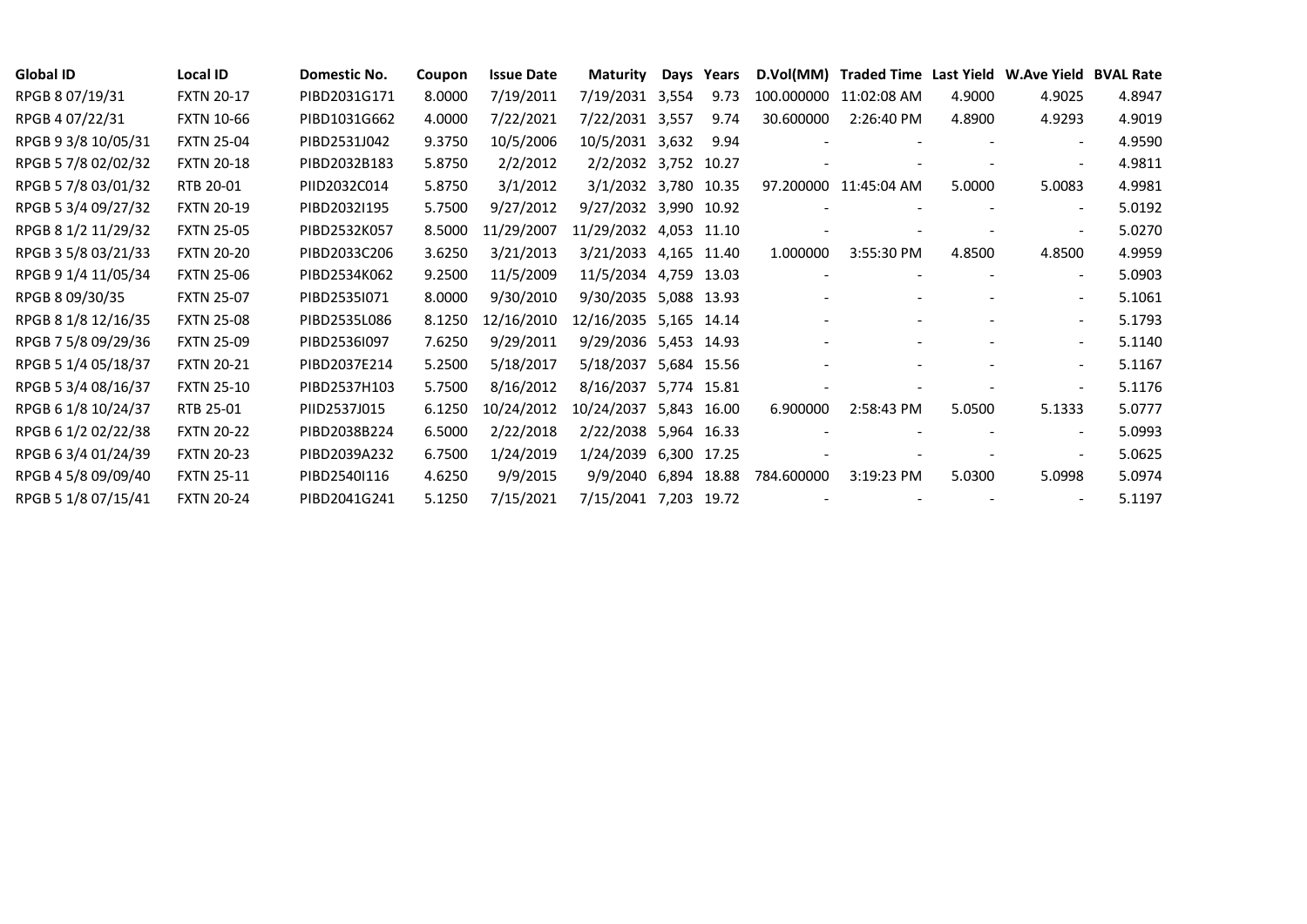| Global ID | Local ID | Domestic No. | Coupon | Issue Date | Maturity | Days | Years | D.Vol(MM) | Traded Time | Last Yield | W.Ave Yield | BVAL Rate |
|---|---|---|---|---|---|---|---|---|---|---|---|---|
| RPGB 8 07/19/31 | FXTN 20-17 | PIBD2031G171 | 8.0000 | 7/19/2011 | 7/19/2031 | 3,554 | 9.73 | 100.000000 | 11:02:08 AM | 4.9000 | 4.9025 | 4.8947 |
| RPGB 4 07/22/31 | FXTN 10-66 | PIBD1031G662 | 4.0000 | 7/22/2021 | 7/22/2031 | 3,557 | 9.74 | 30.600000 | 2:26:40 PM | 4.8900 | 4.9293 | 4.9019 |
| RPGB 9 3/8 10/05/31 | FXTN 25-04 | PIBD2531J042 | 9.3750 | 10/5/2006 | 10/5/2031 | 3,632 | 9.94 | - | - | - | - | 4.9590 |
| RPGB 5 7/8 02/02/32 | FXTN 20-18 | PIBD2032B183 | 5.8750 | 2/2/2012 | 2/2/2032 | 3,752 | 10.27 | - | - | - | - | 4.9811 |
| RPGB 5 7/8 03/01/32 | RTB 20-01 | PIID2032C014 | 5.8750 | 3/1/2012 | 3/1/2032 | 3,780 | 10.35 | 97.200000 | 11:45:04 AM | 5.0000 | 5.0083 | 4.9981 |
| RPGB 5 3/4 09/27/32 | FXTN 20-19 | PIBD2032I195 | 5.7500 | 9/27/2012 | 9/27/2032 | 3,990 | 10.92 | - | - | - | - | 5.0192 |
| RPGB 8 1/2 11/29/32 | FXTN 25-05 | PIBD2532K057 | 8.5000 | 11/29/2007 | 11/29/2032 | 4,053 | 11.10 | - | - | - | - | 5.0270 |
| RPGB 3 5/8 03/21/33 | FXTN 20-20 | PIBD2033C206 | 3.6250 | 3/21/2013 | 3/21/2033 | 4,165 | 11.40 | 1.000000 | 3:55:30 PM | 4.8500 | 4.8500 | 4.9959 |
| RPGB 9 1/4 11/05/34 | FXTN 25-06 | PIBD2534K062 | 9.2500 | 11/5/2009 | 11/5/2034 | 4,759 | 13.03 | - | - | - | - | 5.0903 |
| RPGB 8 09/30/35 | FXTN 25-07 | PIBD2535I071 | 8.0000 | 9/30/2010 | 9/30/2035 | 5,088 | 13.93 | - | - | - | - | 5.1061 |
| RPGB 8 1/8 12/16/35 | FXTN 25-08 | PIBD2535L086 | 8.1250 | 12/16/2010 | 12/16/2035 | 5,165 | 14.14 | - | - | - | - | 5.1793 |
| RPGB 7 5/8 09/29/36 | FXTN 25-09 | PIBD2536I097 | 7.6250 | 9/29/2011 | 9/29/2036 | 5,453 | 14.93 | - | - | - | - | 5.1140 |
| RPGB 5 1/4 05/18/37 | FXTN 20-21 | PIBD2037E214 | 5.2500 | 5/18/2017 | 5/18/2037 | 5,684 | 15.56 | - | - | - | - | 5.1167 |
| RPGB 5 3/4 08/16/37 | FXTN 25-10 | PIBD2537H103 | 5.7500 | 8/16/2012 | 8/16/2037 | 5,774 | 15.81 | - | - | - | - | 5.1176 |
| RPGB 6 1/8 10/24/37 | RTB 25-01 | PIID2537J015 | 6.1250 | 10/24/2012 | 10/24/2037 | 5,843 | 16.00 | 6.900000 | 2:58:43 PM | 5.0500 | 5.1333 | 5.0777 |
| RPGB 6 1/2 02/22/38 | FXTN 20-22 | PIBD2038B224 | 6.5000 | 2/22/2018 | 2/22/2038 | 5,964 | 16.33 | - | - | - | - | 5.0993 |
| RPGB 6 3/4 01/24/39 | FXTN 20-23 | PIBD2039A232 | 6.7500 | 1/24/2019 | 1/24/2039 | 6,300 | 17.25 | - | - | - | - | 5.0625 |
| RPGB 4 5/8 09/09/40 | FXTN 25-11 | PIBD2540I116 | 4.6250 | 9/9/2015 | 9/9/2040 | 6,894 | 18.88 | 784.600000 | 3:19:23 PM | 5.0300 | 5.0998 | 5.0974 |
| RPGB 5 1/8 07/15/41 | FXTN 20-24 | PIBD2041G241 | 5.1250 | 7/15/2021 | 7/15/2041 | 7,203 | 19.72 | - | - | - | - | 5.1197 |